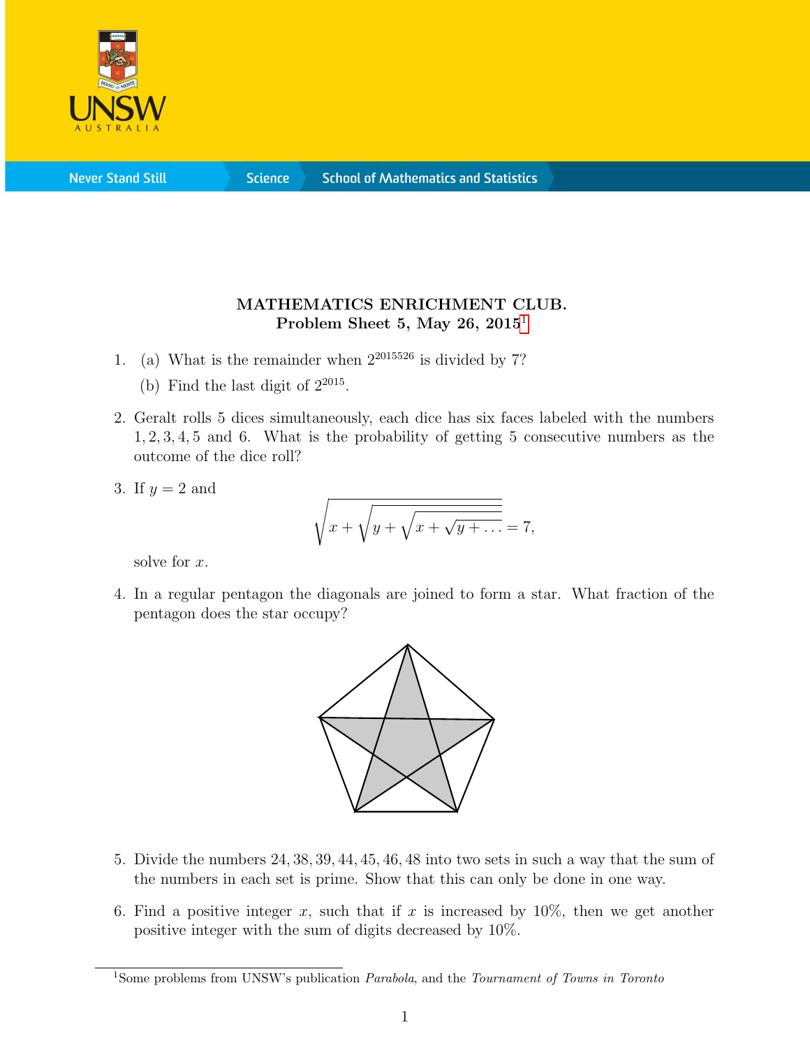**MATHEMATICS ENRICHMENT CLUB.**
**Problem Sheet 5, May 26, 2015**[1]

1. (a) What is the remainder when $2^{2015526}$ is divided by 7?

   (b) Find the last digit of $2^{2015}$.

2. Geralt rolls 5 dices simultaneously, each dice has six faces labeled with the numbers $1, 2, 3, 4, 5$ and 6. What is the probability of getting 5 consecutive numbers as the outcome of the dice roll?

3. If $y = 2$ and

$$\sqrt{x + \sqrt{y + \sqrt{x + \sqrt{y + \dots}}}} = 7,$$

   solve for $x$.

4. In a regular pentagon the diagonals are joined to form a star. What fraction of the pentagon does the star occupy?

5. Divide the numbers $24, 38, 39, 44, 45, 46, 48$ into two sets in such a way that the sum of the numbers in each set is prime. Show that this can only be done in one way.

6. Find a positive integer $x$, such that if $x$ is increased by 10%, then we get another positive integer with the sum of digits decreased by 10%.

[1] Some problems from UNSW's publication *Parabola*, and the *Tournament of Towns in Toronto*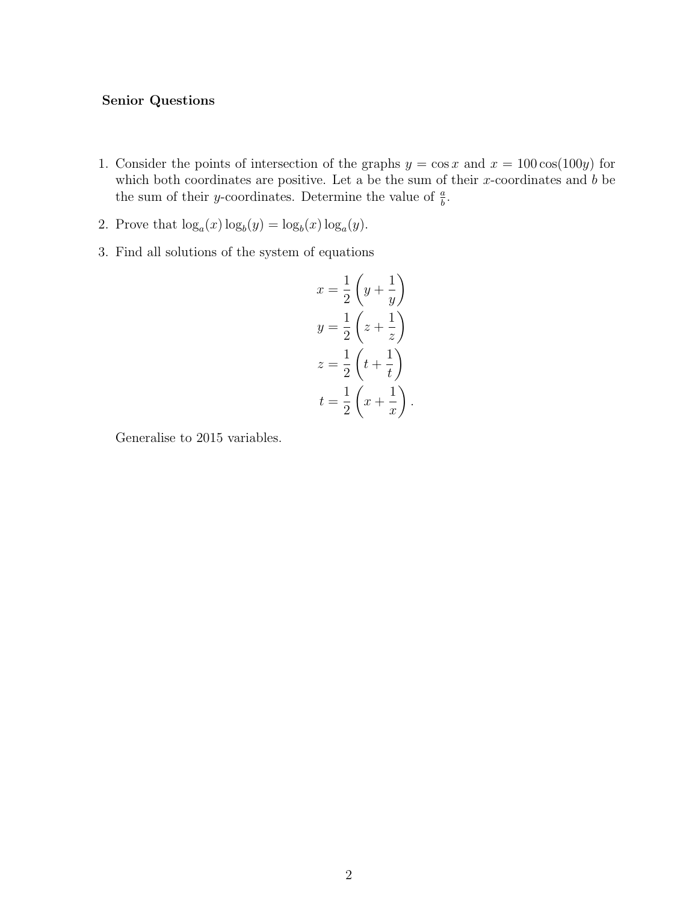**Senior Questions**

1. Consider the points of intersection of the graphs $y = \cos x$ and $x = 100\cos(100y)$ for which both coordinates are positive. Let a be the sum of their $x$-coordinates and $b$ be the sum of their $y$-coordinates. Determine the value of $\frac{a}{b}$.

2. Prove that $\log_a(x)\log_b(y) = \log_b(x)\log_a(y)$.

3. Find all solutions of the system of equations

$$
\begin{aligned}
x &= \frac{1}{2}\left(y + \frac{1}{y}\right) \\
y &= \frac{1}{2}\left(z + \frac{1}{z}\right) \\
z &= \frac{1}{2}\left(t + \frac{1}{t}\right) \\
t &= \frac{1}{2}\left(x + \frac{1}{x}\right).
\end{aligned}
$$

Generalise to 2015 variables.